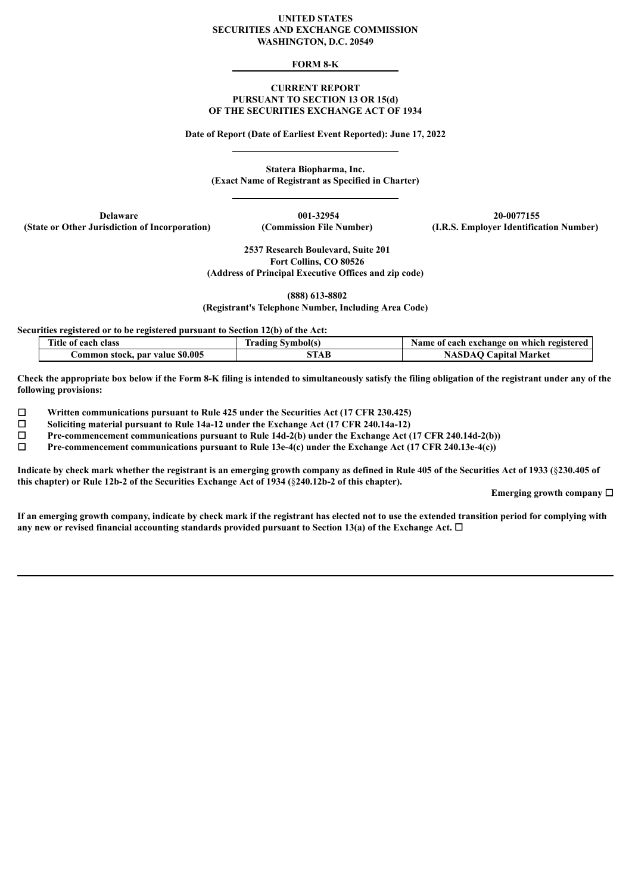**UNITED STATES**
**SECURITIES AND EXCHANGE COMMISSION**
**WASHINGTON, D.C. 20549**

---

**FORM 8-K**

---

**CURRENT REPORT**
**PURSUANT TO SECTION 13 OR 15(d)**
**OF THE SECURITIES EXCHANGE ACT OF 1934**

**Date of Report (Date of Earliest Event Reported): June 17, 2022**

---

**Statera Biopharma, Inc.**
**(Exact Name of Registrant as Specified in Charter)**

---

| **Delaware** | **001-32954** | **20-0077155** |
|---|---|---|
| **(State or Other Jurisdiction of Incorporation)** | **(Commission File Number)** | **(I.R.S. Employer Identification Number)** |

**2537 Research Boulevard, Suite 201**
**Fort Collins, CO 80526**
**(Address of Principal Executive Offices and zip code)**

**(888) 613-8802**
**(Registrant's Telephone Number, Including Area Code)**

**Securities registered or to be registered pursuant to Section 12(b) of the Act:**

| Title of each class | Trading Symbol(s) | Name of each exchange on which registered |
|---|---|---|
| Common stock, par value $0.005 | STAB | NASDAQ Capital Market |

**Check the appropriate box below if the Form 8-K filing is intended to simultaneously satisfy the filing obligation of the registrant under any of the following provisions:**

☐ **Written communications pursuant to Rule 425 under the Securities Act (17 CFR 230.425)**
☐ **Soliciting material pursuant to Rule 14a-12 under the Exchange Act (17 CFR 240.14a-12)**
☐ **Pre-commencement communications pursuant to Rule 14d-2(b) under the Exchange Act (17 CFR 240.14d-2(b))**
☐ **Pre-commencement communications pursuant to Rule 13e-4(c) under the Exchange Act (17 CFR 240.13e-4(c))**

**Indicate by check mark whether the registrant is an emerging growth company as defined in Rule 405 of the Securities Act of 1933 (§230.405 of this chapter) or Rule 12b-2 of the Securities Exchange Act of 1934 (§240.12b-2 of this chapter).**

**Emerging growth company ☐**

**If an emerging growth company, indicate by check mark if the registrant has elected not to use the extended transition period for complying with any new or revised financial accounting standards provided pursuant to Section 13(a) of the Exchange Act. ☐**

---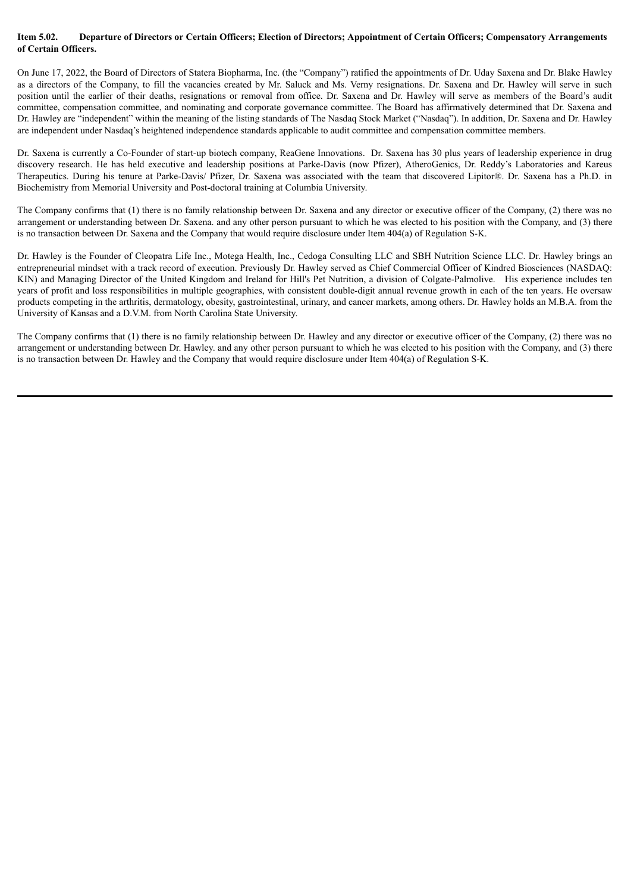**Item 5.02. Departure of Directors or Certain Officers; Election of Directors; Appointment of Certain Officers; Compensatory Arrangements of Certain Officers.**

On June 17, 2022, the Board of Directors of Statera Biopharma, Inc. (the "Company") ratified the appointments of Dr. Uday Saxena and Dr. Blake Hawley as a directors of the Company, to fill the vacancies created by Mr. Saluck and Ms. Verny resignations. Dr. Saxena and Dr. Hawley will serve in such position until the earlier of their deaths, resignations or removal from office. Dr. Saxena and Dr. Hawley will serve as members of the Board's audit committee, compensation committee, and nominating and corporate governance committee. The Board has affirmatively determined that Dr. Saxena and Dr. Hawley are "independent" within the meaning of the listing standards of The Nasdaq Stock Market ("Nasdaq"). In addition, Dr. Saxena and Dr. Hawley are independent under Nasdaq's heightened independence standards applicable to audit committee and compensation committee members.

Dr. Saxena is currently a Co-Founder of start-up biotech company, ReaGene Innovations. Dr. Saxena has 30 plus years of leadership experience in drug discovery research. He has held executive and leadership positions at Parke-Davis (now Pfizer), AtheroGenics, Dr. Reddy's Laboratories and Kareus Therapeutics. During his tenure at Parke-Davis/ Pfizer, Dr. Saxena was associated with the team that discovered Lipitor®. Dr. Saxena has a Ph.D. in Biochemistry from Memorial University and Post-doctoral training at Columbia University.

The Company confirms that (1) there is no family relationship between Dr. Saxena and any director or executive officer of the Company, (2) there was no arrangement or understanding between Dr. Saxena. and any other person pursuant to which he was elected to his position with the Company, and (3) there is no transaction between Dr. Saxena and the Company that would require disclosure under Item 404(a) of Regulation S-K.

Dr. Hawley is the Founder of Cleopatra Life Inc., Motega Health, Inc., Cedoga Consulting LLC and SBH Nutrition Science LLC. Dr. Hawley brings an entrepreneurial mindset with a track record of execution. Previously Dr. Hawley served as Chief Commercial Officer of Kindred Biosciences (NASDAQ: KIN) and Managing Director of the United Kingdom and Ireland for Hill's Pet Nutrition, a division of Colgate-Palmolive. His experience includes ten years of profit and loss responsibilities in multiple geographies, with consistent double-digit annual revenue growth in each of the ten years. He oversaw products competing in the arthritis, dermatology, obesity, gastrointestinal, urinary, and cancer markets, among others. Dr. Hawley holds an M.B.A. from the University of Kansas and a D.V.M. from North Carolina State University.

The Company confirms that (1) there is no family relationship between Dr. Hawley and any director or executive officer of the Company, (2) there was no arrangement or understanding between Dr. Hawley. and any other person pursuant to which he was elected to his position with the Company, and (3) there is no transaction between Dr. Hawley and the Company that would require disclosure under Item 404(a) of Regulation S-K.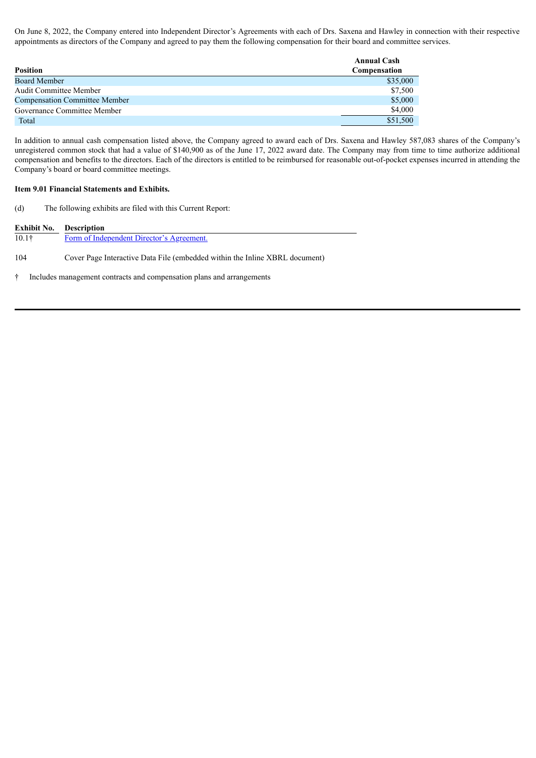On June 8, 2022, the Company entered into Independent Director's Agreements with each of Drs. Saxena and Hawley in connection with their respective appointments as directors of the Company and agreed to pay them the following compensation for their board and committee services.

| Position | Annual Cash Compensation |
|---|---|
| Board Member | $35,000 |
| Audit Committee Member | $7,500 |
| Compensation Committee Member | $5,000 |
| Governance Committee Member | $4,000 |
| Total | $51,500 |

In addition to annual cash compensation listed above, the Company agreed to award each of Drs. Saxena and Hawley 587,083 shares of the Company's unregistered common stock that had a value of $140,900 as of the June 17, 2022 award date. The Company may from time to time authorize additional compensation and benefits to the directors. Each of the directors is entitled to be reimbursed for reasonable out-of-pocket expenses incurred in attending the Company's board or board committee meetings.

**Item 9.01 Financial Statements and Exhibits.**

(d) The following exhibits are filed with this Current Report:

| Exhibit No. | Description |
|---|---|
| 10.1† | Form of Independent Director's Agreement. |
| 104 | Cover Page Interactive Data File (embedded within the Inline XBRL document) |

† Includes management contracts and compensation plans and arrangements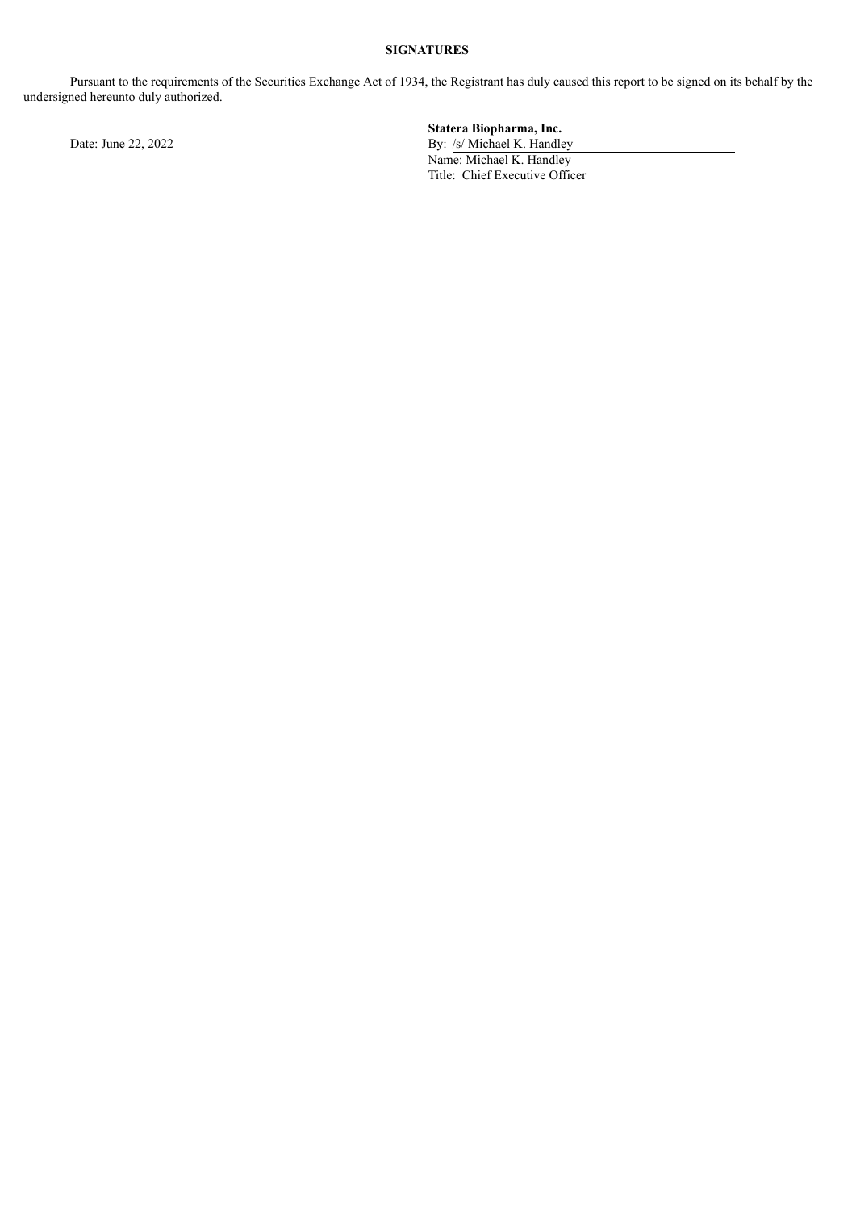**SIGNATURES**

Pursuant to the requirements of the Securities Exchange Act of 1934, the Registrant has duly caused this report to be signed on its behalf by the undersigned hereunto duly authorized.

Date: June 22, 2022

**Statera Biopharma, Inc.**

By: /s/ Michael K. Handley
Name: Michael K. Handley
Title: Chief Executive Officer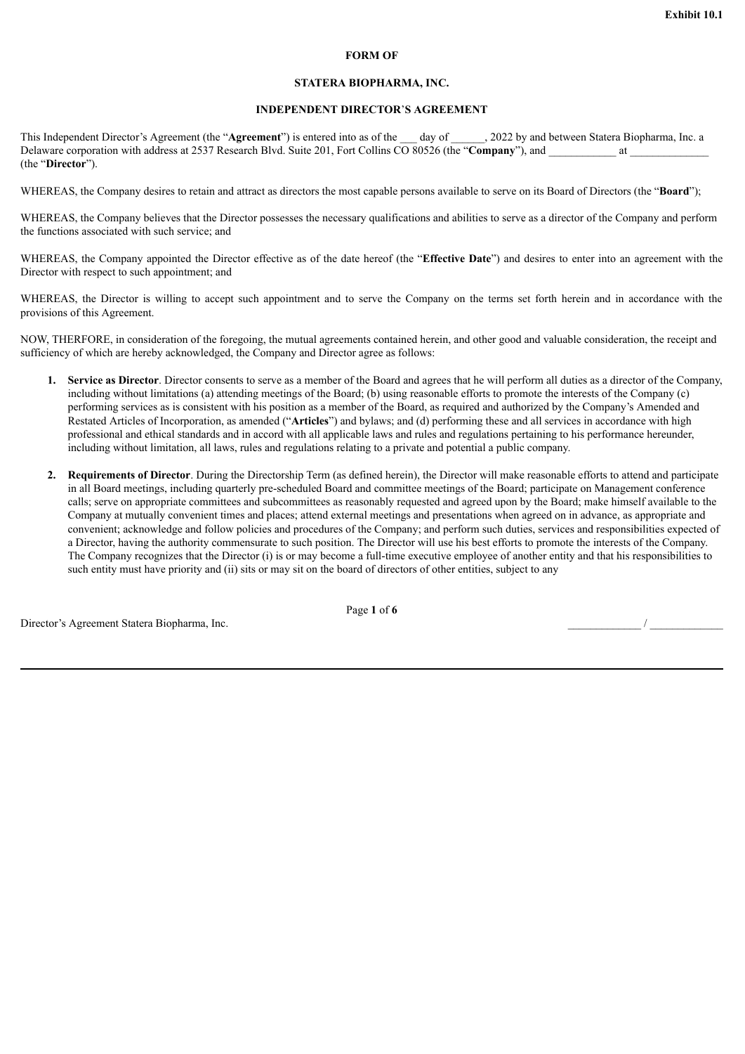**Exhibit 10.1**

**FORM OF**

**STATERA BIOPHARMA, INC.**

**INDEPENDENT DIRECTOR'S AGREEMENT**

This Independent Director's Agreement (the "**Agreement**") is entered into as of the ___ day of ______, 2022 by and between Statera Biopharma, Inc. a Delaware corporation with address at 2537 Research Blvd. Suite 201, Fort Collins CO 80526 (the "**Company**"), and ____________ at ______________ (the "**Director**").

WHEREAS, the Company desires to retain and attract as directors the most capable persons available to serve on its Board of Directors (the "**Board**");

WHEREAS, the Company believes that the Director possesses the necessary qualifications and abilities to serve as a director of the Company and perform the functions associated with such service; and

WHEREAS, the Company appointed the Director effective as of the date hereof (the "**Effective Date**") and desires to enter into an agreement with the Director with respect to such appointment; and

WHEREAS, the Director is willing to accept such appointment and to serve the Company on the terms set forth herein and in accordance with the provisions of this Agreement.

NOW, THERFORE, in consideration of the foregoing, the mutual agreements contained herein, and other good and valuable consideration, the receipt and sufficiency of which are hereby acknowledged, the Company and Director agree as follows:

1. **Service as Director**. Director consents to serve as a member of the Board and agrees that he will perform all duties as a director of the Company, including without limitations (a) attending meetings of the Board; (b) using reasonable efforts to promote the interests of the Company (c) performing services as is consistent with his position as a member of the Board, as required and authorized by the Company's Amended and Restated Articles of Incorporation, as amended ("**Articles**") and bylaws; and (d) performing these and all services in accordance with high professional and ethical standards and in accord with all applicable laws and rules and regulations pertaining to his performance hereunder, including without limitation, all laws, rules and regulations relating to a private and potential a public company.

2. **Requirements of Director**. During the Directorship Term (as defined herein), the Director will make reasonable efforts to attend and participate in all Board meetings, including quarterly pre-scheduled Board and committee meetings of the Board; participate on Management conference calls; serve on appropriate committees and subcommittees as reasonably requested and agreed upon by the Board; make himself available to the Company at mutually convenient times and places; attend external meetings and presentations when agreed on in advance, as appropriate and convenient; acknowledge and follow policies and procedures of the Company; and perform such duties, services and responsibilities expected of a Director, having the authority commensurate to such position. The Director will use his best efforts to promote the interests of the Company. The Company recognizes that the Director (i) is or may become a full-time executive employee of another entity and that his responsibilities to such entity must have priority and (ii) sits or may sit on the board of directors of other entities, subject to any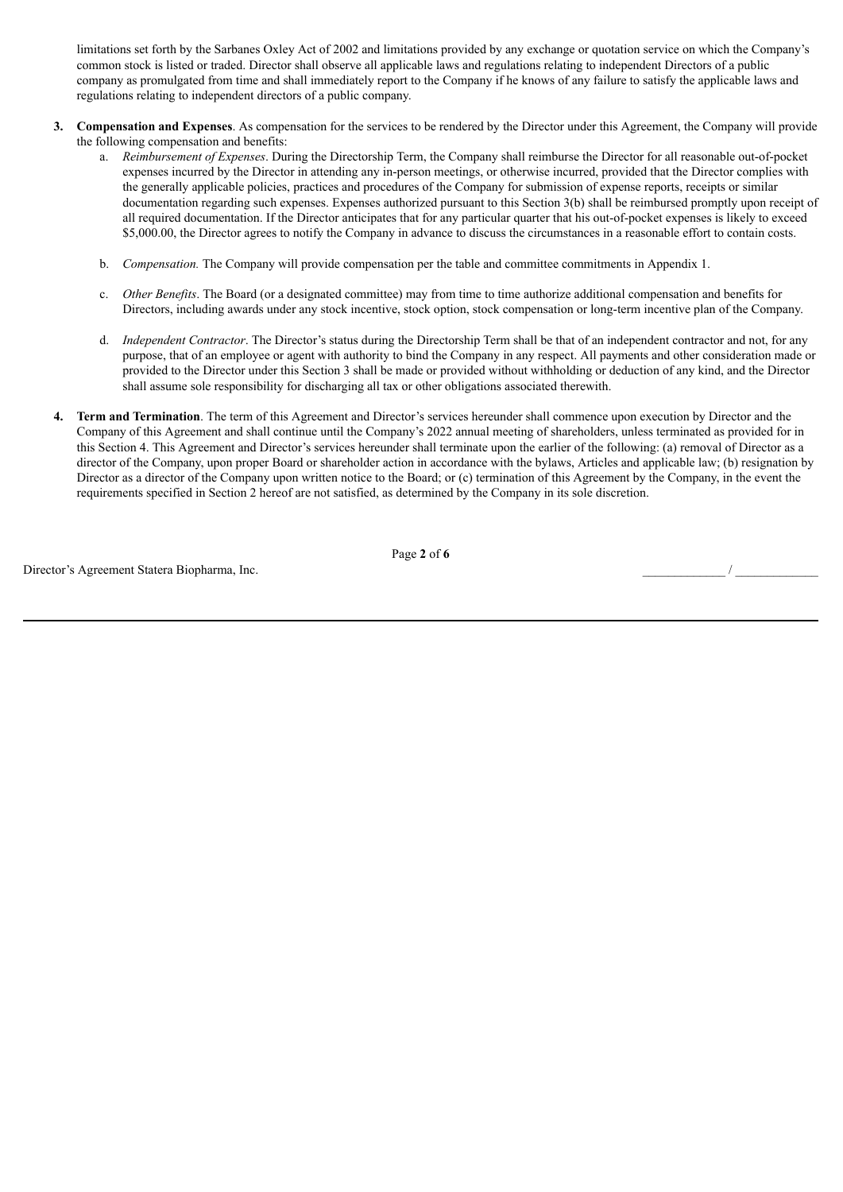limitations set forth by the Sarbanes Oxley Act of 2002 and limitations provided by any exchange or quotation service on which the Company's common stock is listed or traded. Director shall observe all applicable laws and regulations relating to independent Directors of a public company as promulgated from time and shall immediately report to the Company if he knows of any failure to satisfy the applicable laws and regulations relating to independent directors of a public company.

3. **Compensation and Expenses**. As compensation for the services to be rendered by the Director under this Agreement, the Company will provide the following compensation and benefits:

   a. *Reimbursement of Expenses*. During the Directorship Term, the Company shall reimburse the Director for all reasonable out-of-pocket expenses incurred by the Director in attending any in-person meetings, or otherwise incurred, provided that the Director complies with the generally applicable policies, practices and procedures of the Company for submission of expense reports, receipts or similar documentation regarding such expenses. Expenses authorized pursuant to this Section 3(b) shall be reimbursed promptly upon receipt of all required documentation. If the Director anticipates that for any particular quarter that his out-of-pocket expenses is likely to exceed $5,000.00, the Director agrees to notify the Company in advance to discuss the circumstances in a reasonable effort to contain costs.

   b. *Compensation.* The Company will provide compensation per the table and committee commitments in Appendix 1.

   c. *Other Benefits*. The Board (or a designated committee) may from time to time authorize additional compensation and benefits for Directors, including awards under any stock incentive, stock option, stock compensation or long-term incentive plan of the Company.

   d. *Independent Contractor*. The Director's status during the Directorship Term shall be that of an independent contractor and not, for any purpose, that of an employee or agent with authority to bind the Company in any respect. All payments and other consideration made or provided to the Director under this Section 3 shall be made or provided without withholding or deduction of any kind, and the Director shall assume sole responsibility for discharging all tax or other obligations associated therewith.

4. **Term and Termination**. The term of this Agreement and Director's services hereunder shall commence upon execution by Director and the Company of this Agreement and shall continue until the Company's 2022 annual meeting of shareholders, unless terminated as provided for in this Section 4. This Agreement and Director's services hereunder shall terminate upon the earlier of the following: (a) removal of Director as a director of the Company, upon proper Board or shareholder action in accordance with the bylaws, Articles and applicable law; (b) resignation by Director as a director of the Company upon written notice to the Board; or (c) termination of this Agreement by the Company, in the event the requirements specified in Section 2 hereof are not satisfied, as determined by the Company in its sole discretion.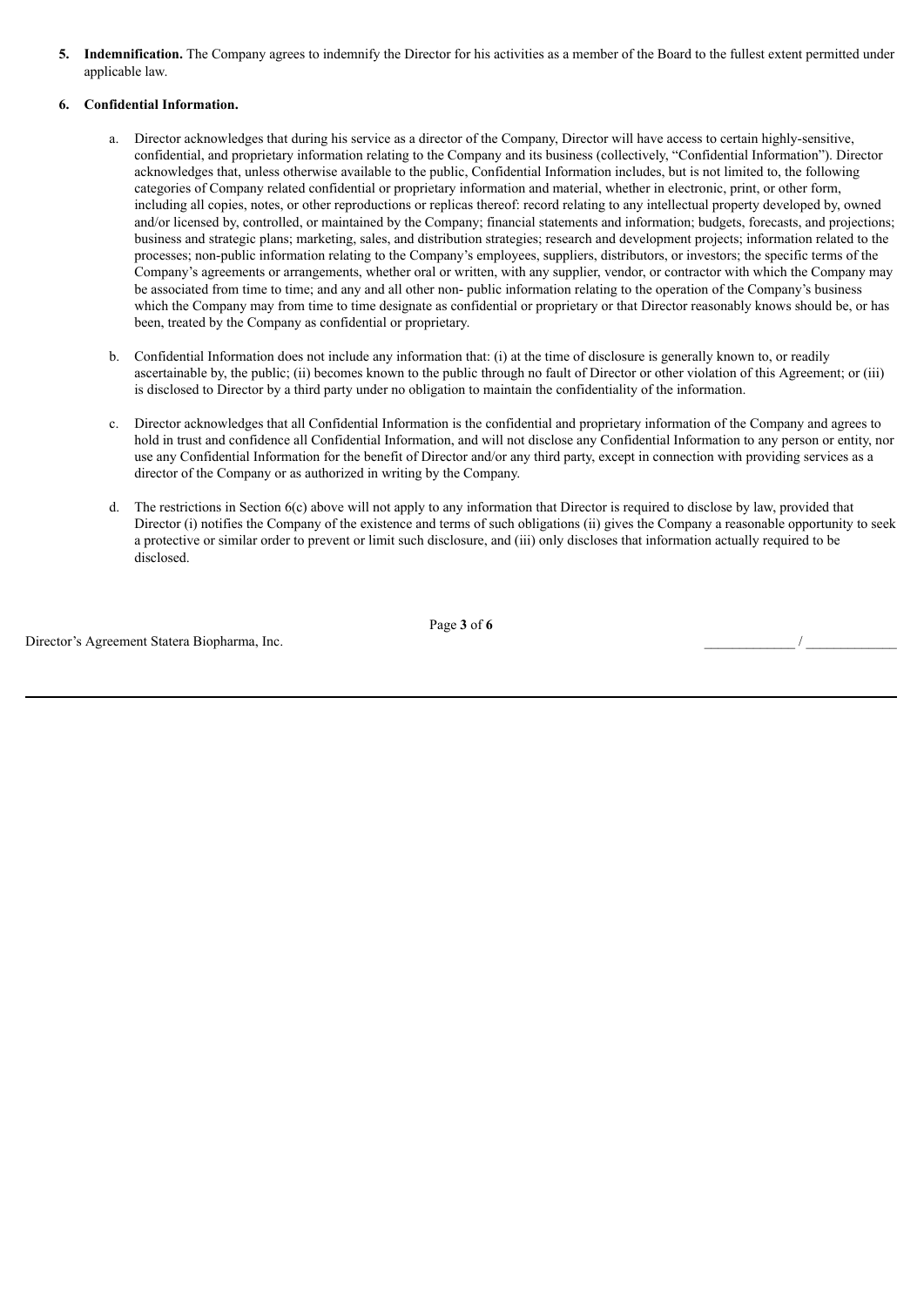5. **Indemnification.** The Company agrees to indemnify the Director for his activities as a member of the Board to the fullest extent permitted under applicable law.

6. **Confidential Information.**

   a. Director acknowledges that during his service as a director of the Company, Director will have access to certain highly-sensitive, confidential, and proprietary information relating to the Company and its business (collectively, "Confidential Information"). Director acknowledges that, unless otherwise available to the public, Confidential Information includes, but is not limited to, the following categories of Company related confidential or proprietary information and material, whether in electronic, print, or other form, including all copies, notes, or other reproductions or replicas thereof: record relating to any intellectual property developed by, owned and/or licensed by, controlled, or maintained by the Company; financial statements and information; budgets, forecasts, and projections; business and strategic plans; marketing, sales, and distribution strategies; research and development projects; information related to the processes; non-public information relating to the Company's employees, suppliers, distributors, or investors; the specific terms of the Company's agreements or arrangements, whether oral or written, with any supplier, vendor, or contractor with which the Company may be associated from time to time; and any and all other non- public information relating to the operation of the Company's business which the Company may from time to time designate as confidential or proprietary or that Director reasonably knows should be, or has been, treated by the Company as confidential or proprietary.

   b. Confidential Information does not include any information that: (i) at the time of disclosure is generally known to, or readily ascertainable by, the public; (ii) becomes known to the public through no fault of Director or other violation of this Agreement; or (iii) is disclosed to Director by a third party under no obligation to maintain the confidentiality of the information.

   c. Director acknowledges that all Confidential Information is the confidential and proprietary information of the Company and agrees to hold in trust and confidence all Confidential Information, and will not disclose any Confidential Information to any person or entity, nor use any Confidential Information for the benefit of Director and/or any third party, except in connection with providing services as a director of the Company or as authorized in writing by the Company.

   d. The restrictions in Section 6(c) above will not apply to any information that Director is required to disclose by law, provided that Director (i) notifies the Company of the existence and terms of such obligations (ii) gives the Company a reasonable opportunity to seek a protective or similar order to prevent or limit such disclosure, and (iii) only discloses that information actually required to be disclosed.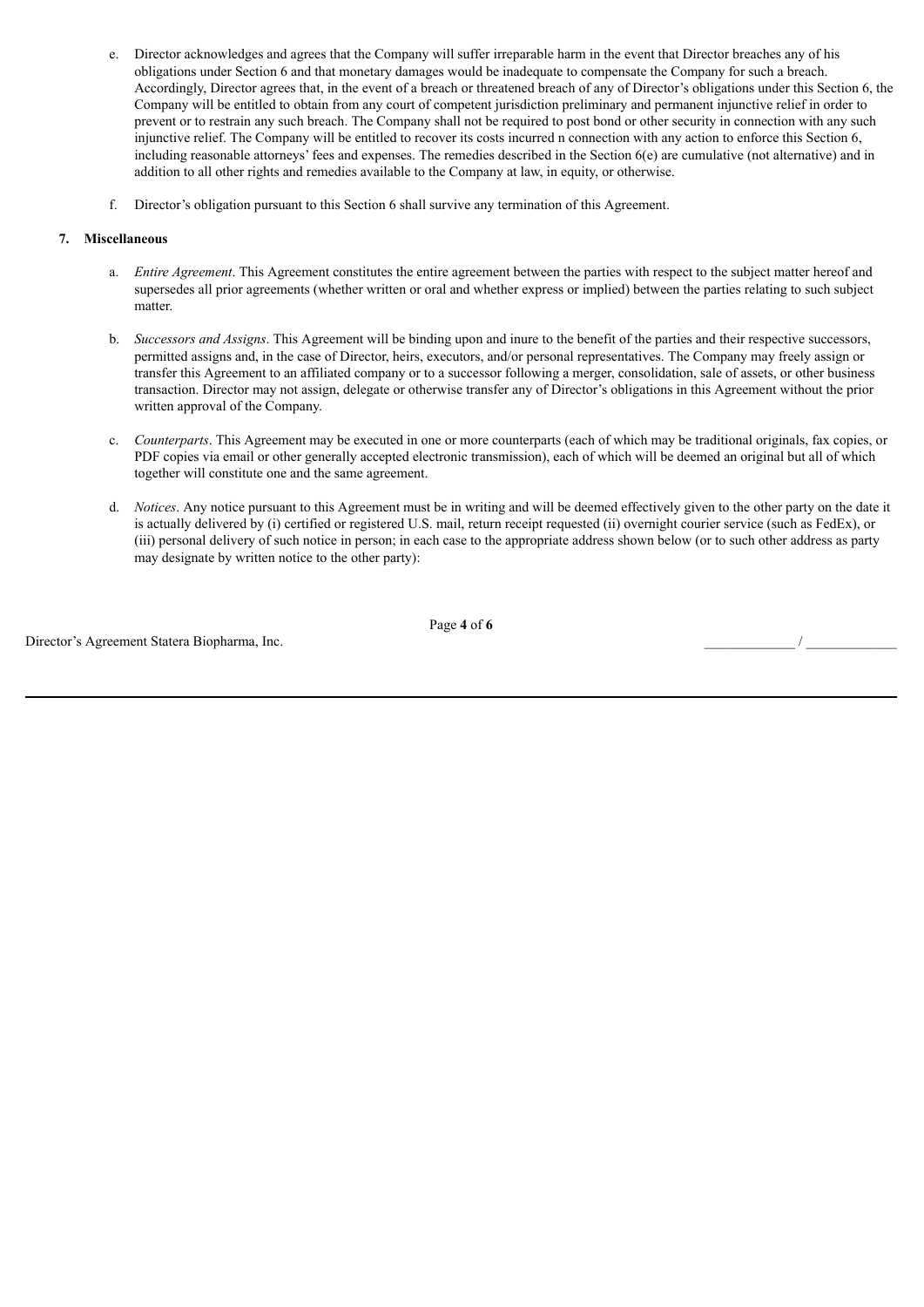e. Director acknowledges and agrees that the Company will suffer irreparable harm in the event that Director breaches any of his obligations under Section 6 and that monetary damages would be inadequate to compensate the Company for such a breach. Accordingly, Director agrees that, in the event of a breach or threatened breach of any of Director's obligations under this Section 6, the Company will be entitled to obtain from any court of competent jurisdiction preliminary and permanent injunctive relief in order to prevent or to restrain any such breach. The Company shall not be required to post bond or other security in connection with any such injunctive relief. The Company will be entitled to recover its costs incurred n connection with any action to enforce this Section 6, including reasonable attorneys' fees and expenses. The remedies described in the Section 6(e) are cumulative (not alternative) and in addition to all other rights and remedies available to the Company at law, in equity, or otherwise.

f. Director's obligation pursuant to this Section 6 shall survive any termination of this Agreement.

**7. Miscellaneous**

a. *Entire Agreement*. This Agreement constitutes the entire agreement between the parties with respect to the subject matter hereof and supersedes all prior agreements (whether written or oral and whether express or implied) between the parties relating to such subject matter.

b. *Successors and Assigns*. This Agreement will be binding upon and inure to the benefit of the parties and their respective successors, permitted assigns and, in the case of Director, heirs, executors, and/or personal representatives. The Company may freely assign or transfer this Agreement to an affiliated company or to a successor following a merger, consolidation, sale of assets, or other business transaction. Director may not assign, delegate or otherwise transfer any of Director's obligations in this Agreement without the prior written approval of the Company.

c. *Counterparts*. This Agreement may be executed in one or more counterparts (each of which may be traditional originals, fax copies, or PDF copies via email or other generally accepted electronic transmission), each of which will be deemed an original but all of which together will constitute one and the same agreement.

d. *Notices*. Any notice pursuant to this Agreement must be in writing and will be deemed effectively given to the other party on the date it is actually delivered by (i) certified or registered U.S. mail, return receipt requested (ii) overnight courier service (such as FedEx), or (iii) personal delivery of such notice in person; in each case to the appropriate address shown below (or to such other address as party may designate by written notice to the other party):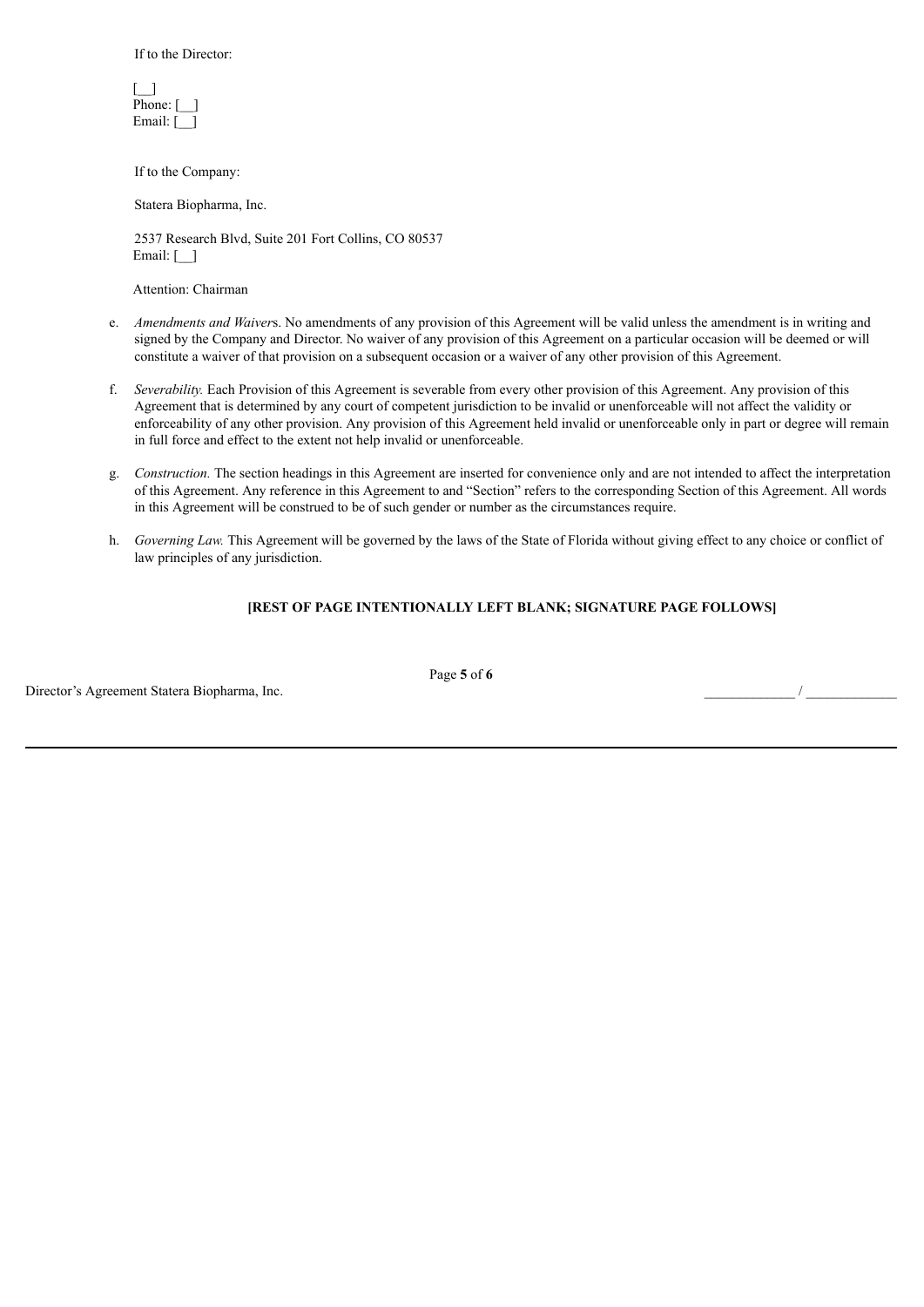If to the Director:

[__]
Phone: [__]
Email: [__]

If to the Company:

Statera Biopharma, Inc.

2537 Research Blvd, Suite 201 Fort Collins, CO 80537
Email: [__]

Attention: Chairman

e. *Amendments and Waiver*s. No amendments of any provision of this Agreement will be valid unless the amendment is in writing and signed by the Company and Director. No waiver of any provision of this Agreement on a particular occasion will be deemed or will constitute a waiver of that provision on a subsequent occasion or a waiver of any other provision of this Agreement.

f. *Severability.* Each Provision of this Agreement is severable from every other provision of this Agreement. Any provision of this Agreement that is determined by any court of competent jurisdiction to be invalid or unenforceable will not affect the validity or enforceability of any other provision. Any provision of this Agreement held invalid or unenforceable only in part or degree will remain in full force and effect to the extent not help invalid or unenforceable.

g. *Construction.* The section headings in this Agreement are inserted for convenience only and are not intended to affect the interpretation of this Agreement. Any reference in this Agreement to and "Section" refers to the corresponding Section of this Agreement. All words in this Agreement will be construed to be of such gender or number as the circumstances require.

h. *Governing Law.* This Agreement will be governed by the laws of the State of Florida without giving effect to any choice or conflict of law principles of any jurisdiction.

**[REST OF PAGE INTENTIONALLY LEFT BLANK; SIGNATURE PAGE FOLLOWS]**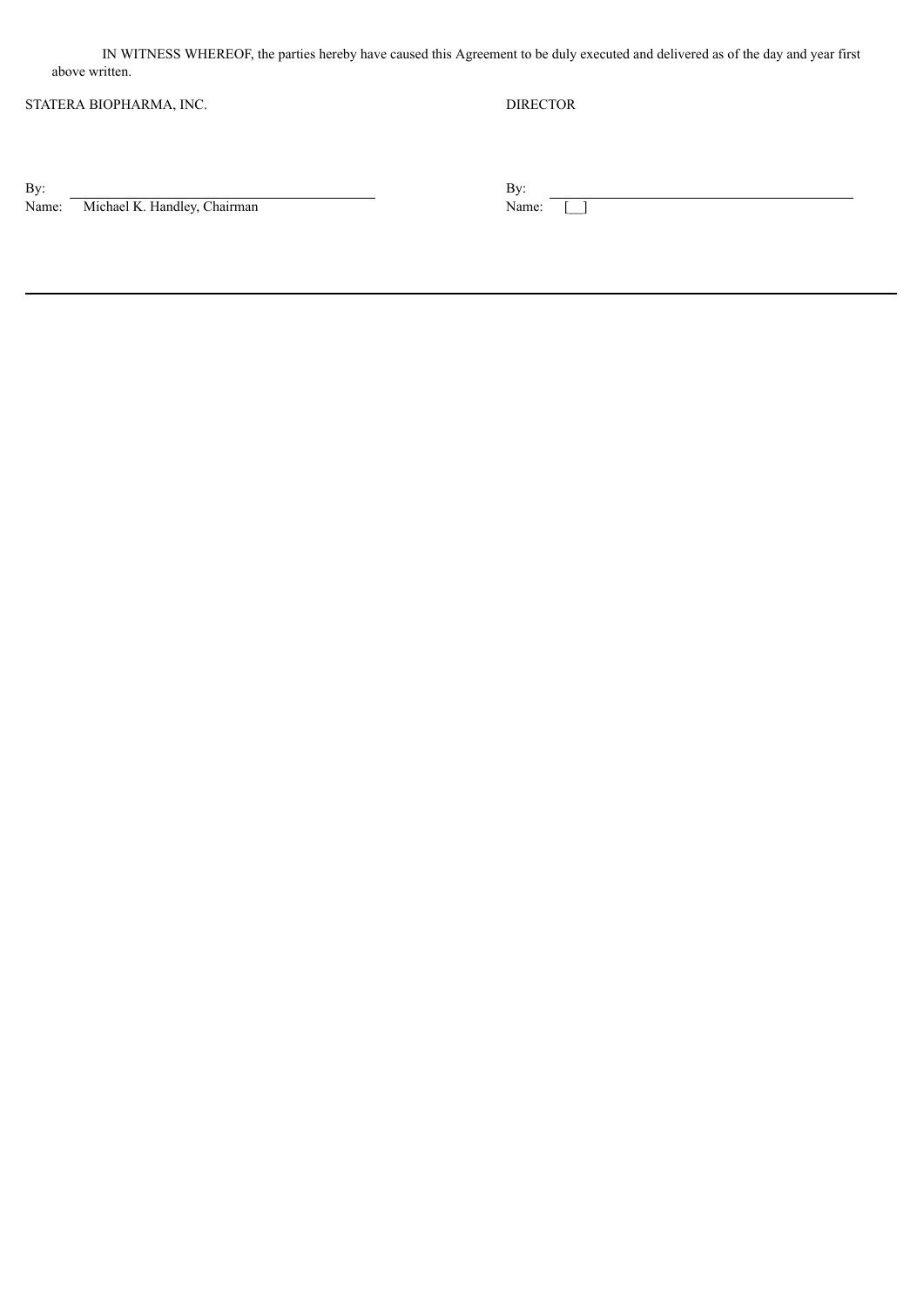IN WITNESS WHEREOF, the parties hereby have caused this Agreement to be duly executed and delivered as of the day and year first above written.

| STATERA BIOPHARMA, INC. | DIRECTOR |
| --- | --- |
| By: ______________________________ | By: ______________________________ |
| Name: Michael K. Handley, Chairman | Name: [__] |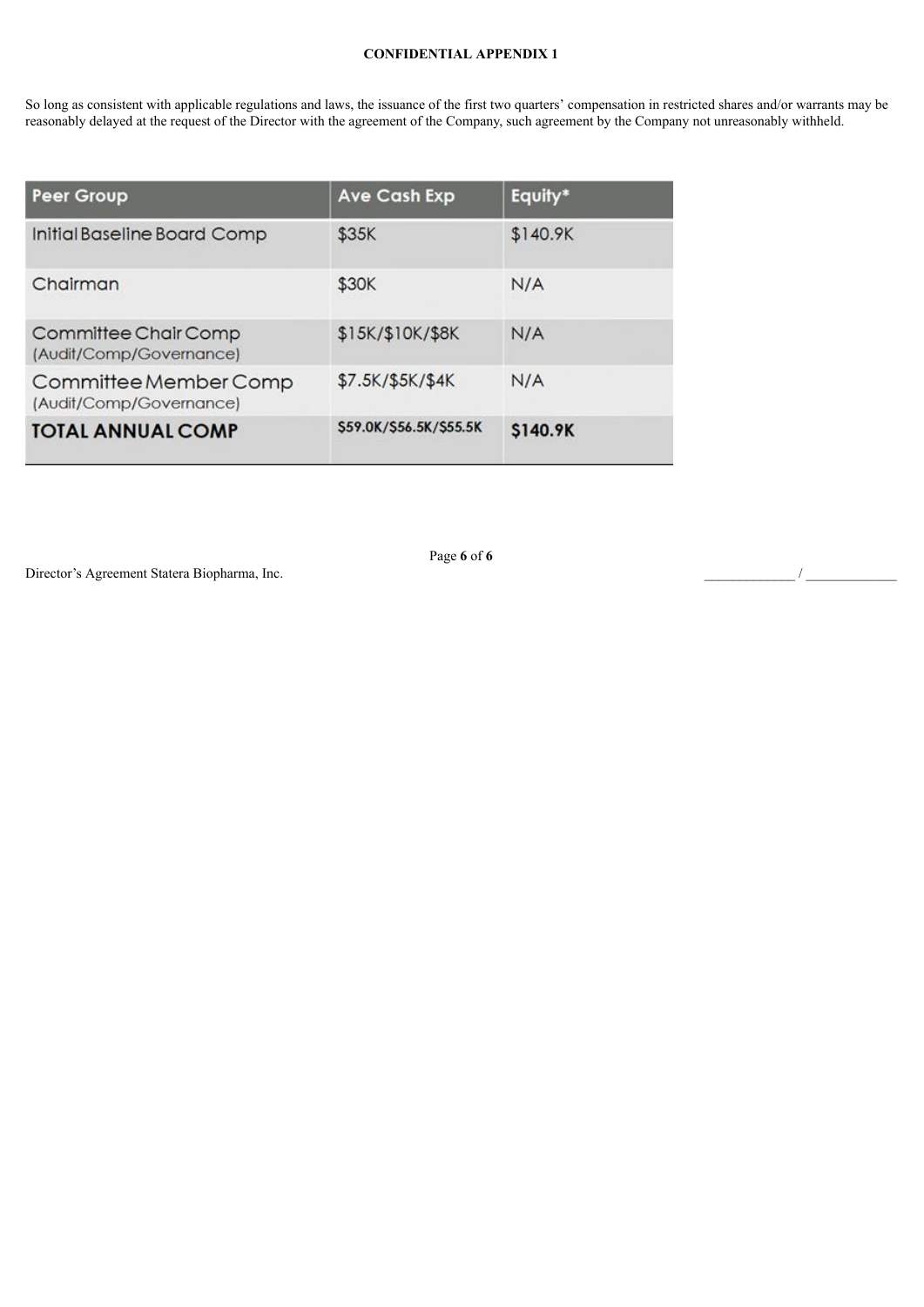**CONFIDENTIAL APPENDIX 1**

So long as consistent with applicable regulations and laws, the issuance of the first two quarters' compensation in restricted shares and/or warrants may be reasonably delayed at the request of the Director with the agreement of the Company, such agreement by the Company not unreasonably withheld.

| Peer Group | Ave Cash Exp | Equity* |
|---|---|---|
| Initial Baseline Board Comp | $35K | $140.9K |
| Chairman | $30K | N/A |
| Committee Chair Comp (Audit/Comp/Governance) | $15K/$10K/$8K | N/A |
| Committee Member Comp (Audit/Comp/Governance) | $7.5K/$5K/$4K | N/A |
| **TOTAL ANNUAL COMP** | **$59.0K/$56.5K/$55.5K** | **$140.9K** |

Director's Agreement Statera Biopharma, Inc. _____________ / _____________